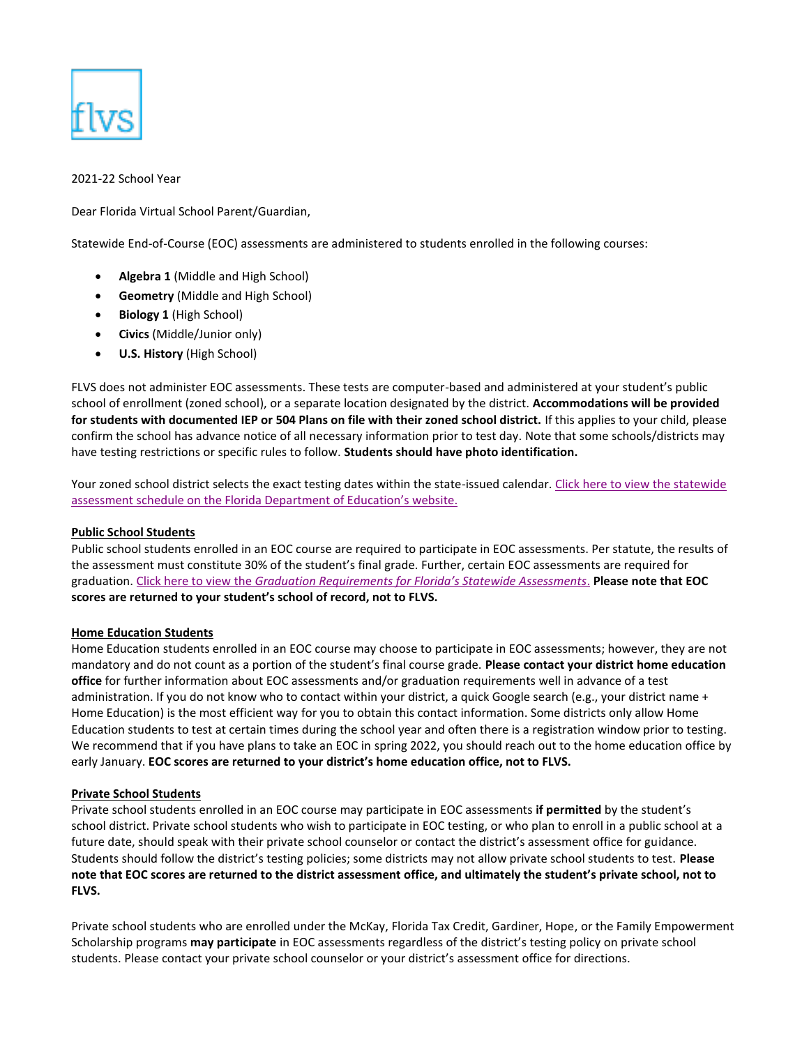flvs

2021-22 School Year

Dear Florida Virtual School Parent/Guardian,

Statewide End-of-Course (EOC) assessments are administered to students enrolled in the following courses:

- **Algebra 1** (Middle and High School)
- **Geometry** (Middle and High School)
- **Biology 1** (High School)
- **Civics** (Middle/Junior only)
- **U.S. History** (High School)

FLVS does not administer EOC assessments. These tests are computer-based and administered at your student's public school of enrollment (zoned school), or a separate location designated by the district. **Accommodations will be provided for students with documented IEP or 504 Plans on file with their zoned school district.** If this applies to your child, please confirm the school has advance notice of all necessary information prior to test day. Note that some schools/districts may have testing restrictions or specific rules to follow. **Students should have photo identification.**

Your zoned school district selects the exact testing dates within the state-issued calendar. Click here to view the statewide assessment schedule on the Florida Department of Education's website.

**Public School Students**

Public school students enrolled in an EOC course are required to participate in EOC assessments. Per statute, the results of the assessment must constitute 30% of the student's final grade. Further, certain EOC assessments are required for graduation. Click here to view the *Graduation Requirements for Florida's Statewide Assessments*. **Please note that EOC scores are returned to your student's school of record, not to FLVS.**

**Home Education Students**

Home Education students enrolled in an EOC course may choose to participate in EOC assessments; however, they are not mandatory and do not count as a portion of the student's final course grade. **Please contact your district home education office** for further information about EOC assessments and/or graduation requirements well in advance of a test administration. If you do not know who to contact within your district, a quick Google search (e.g., your district name + Home Education) is the most efficient way for you to obtain this contact information. Some districts only allow Home Education students to test at certain times during the school year and often there is a registration window prior to testing. We recommend that if you have plans to take an EOC in spring 2022, you should reach out to the home education office by early January. **EOC scores are returned to your district's home education office, not to FLVS.**

**Private School Students**

Private school students enrolled in an EOC course may participate in EOC assessments **if permitted** by the student's school district. Private school students who wish to participate in EOC testing, or who plan to enroll in a public school at a future date, should speak with their private school counselor or contact the district's assessment office for guidance. Students should follow the district's testing policies; some districts may not allow private school students to test. **Please note that EOC scores are returned to the district assessment office, and ultimately the student's private school, not to FLVS.**

Private school students who are enrolled under the McKay, Florida Tax Credit, Gardiner, Hope, or the Family Empowerment Scholarship programs **may participate** in EOC assessments regardless of the district's testing policy on private school students. Please contact your private school counselor or your district's assessment office for directions.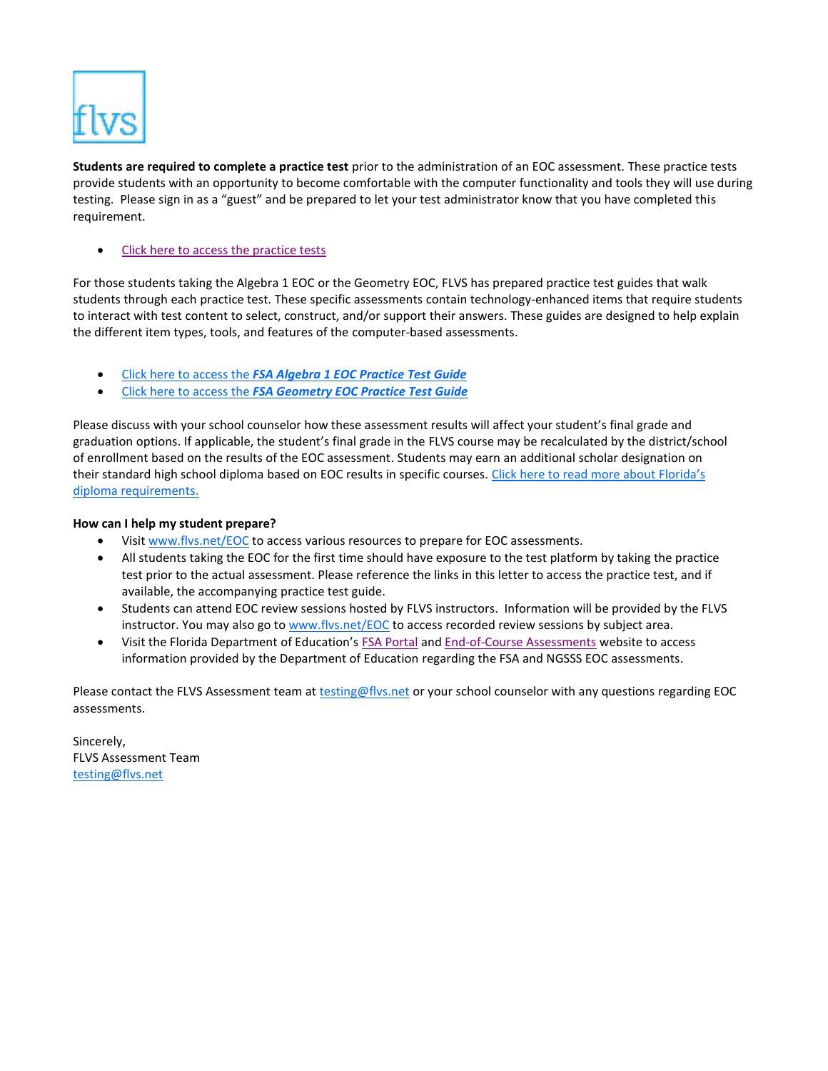**Students are required to complete a practice test** prior to the administration of an EOC assessment. These practice tests provide students with an opportunity to become comfortable with the computer functionality and tools they will use during testing. Please sign in as a “guest” and be prepared to let your test administrator know that you have completed this requirement.

- Click here to access the practice tests

For those students taking the Algebra 1 EOC or the Geometry EOC, FLVS has prepared practice test guides that walk students through each practice test. These specific assessments contain technology-enhanced items that require students to interact with test content to select, construct, and/or support their answers. These guides are designed to help explain the different item types, tools, and features of the computer-based assessments.

- Click here to access the ***FSA Algebra 1 EOC Practice Test Guide***
- Click here to access the ***FSA Geometry EOC Practice Test Guide***

Please discuss with your school counselor how these assessment results will affect your student’s final grade and graduation options. If applicable, the student’s final grade in the FLVS course may be recalculated by the district/school of enrollment based on the results of the EOC assessment. Students may earn an additional scholar designation on their standard high school diploma based on EOC results in specific courses. Click here to read more about Florida’s diploma requirements.

**How can I help my student prepare?**

- Visit www.flvs.net/EOC to access various resources to prepare for EOC assessments.
- All students taking the EOC for the first time should have exposure to the test platform by taking the practice test prior to the actual assessment. Please reference the links in this letter to access the practice test, and if available, the accompanying practice test guide.
- Students can attend EOC review sessions hosted by FLVS instructors. Information will be provided by the FLVS instructor. You may also go to www.flvs.net/EOC to access recorded review sessions by subject area.
- Visit the Florida Department of Education’s FSA Portal and End-of-Course Assessments website to access information provided by the Department of Education regarding the FSA and NGSSS EOC assessments.

Please contact the FLVS Assessment team at testing@flvs.net or your school counselor with any questions regarding EOC assessments.

Sincerely,
FLVS Assessment Team
testing@flvs.net